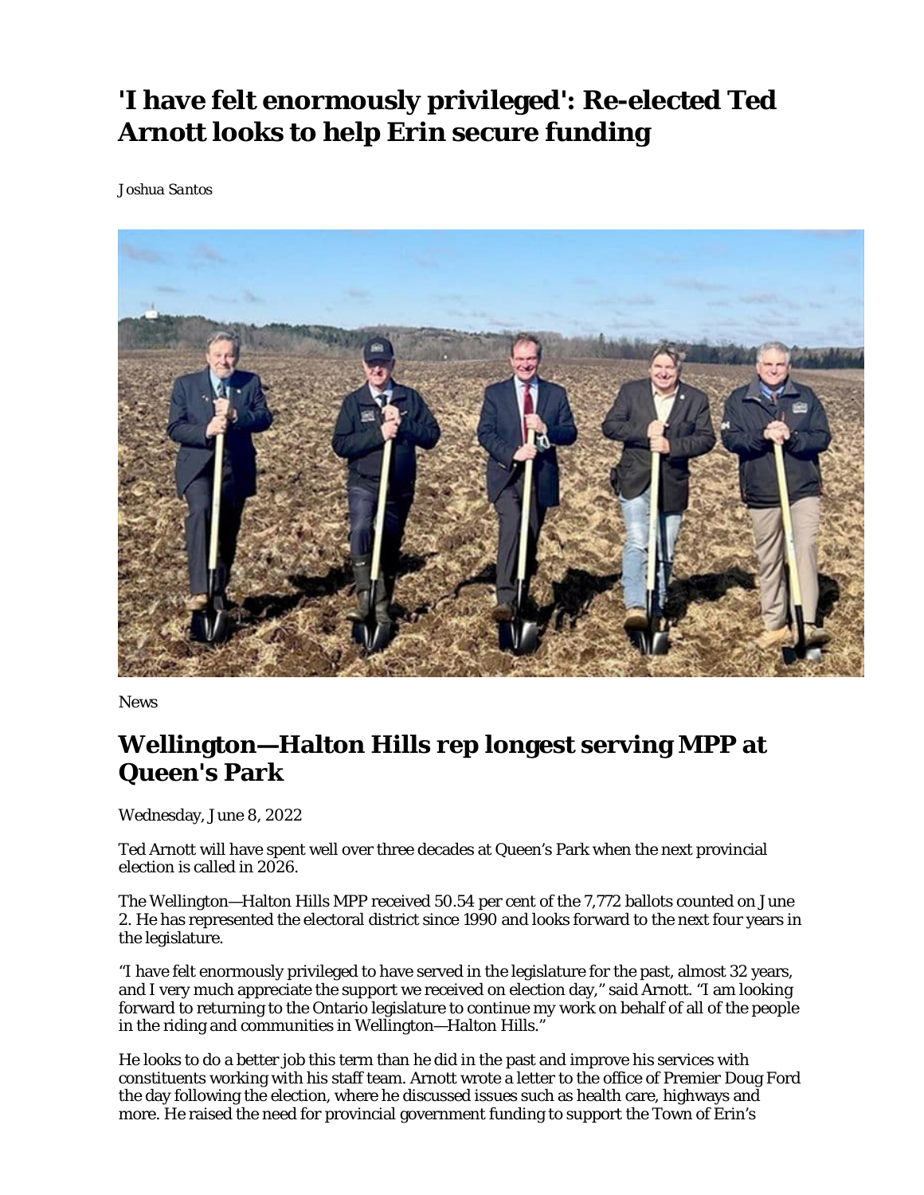# 'I have felt enormously privileged': Re-elected Ted Arnott looks to help Erin secure funding

*Joshua Santos*

News

## Wellington—Halton Hills rep longest serving MPP at Queen's Park

Wednesday, June 8, 2022

Ted Arnott will have spent well over three decades at Queen's Park when the next provincial election is called in 2026.

The Wellington—Halton Hills MPP received 50.54 per cent of the 7,772 ballots counted on June 2. He has represented the electoral district since 1990 and looks forward to the next four years in the legislature.

"I have felt enormously privileged to have served in the legislature for the past, almost 32 years, and I very much appreciate the support we received on election day," said Arnott. "I am looking forward to returning to the Ontario legislature to continue my work on behalf of all of the people in the riding and communities in Wellington—Halton Hills."

He looks to do a better job this term than he did in the past and improve his services with constituents working with his staff team. Arnott wrote a letter to the office of Premier Doug Ford the day following the election, where he discussed issues such as health care, highways and more. He raised the need for provincial government funding to support the Town of Erin's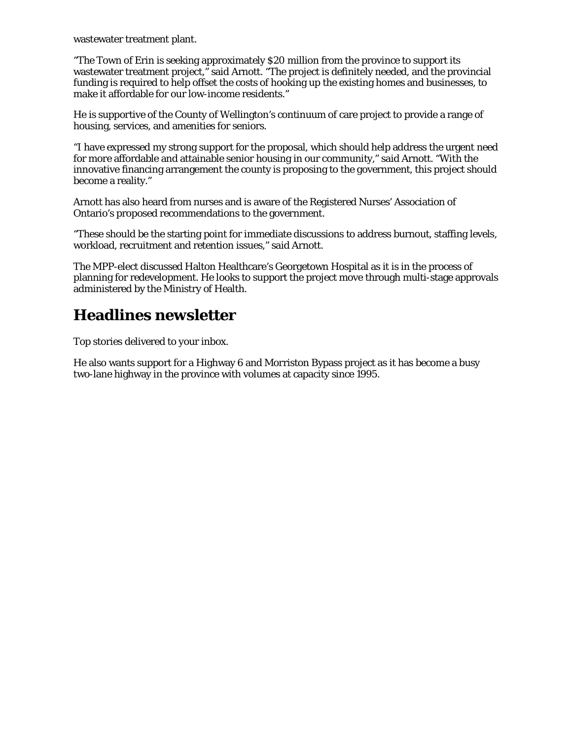wastewater treatment plant.

"The Town of Erin is seeking approximately $20 million from the province to support its wastewater treatment project," said Arnott. "The project is definitely needed, and the provincial funding is required to help offset the costs of hooking up the existing homes and businesses, to make it affordable for our low-income residents."

He is supportive of the County of Wellington's continuum of care project to provide a range of housing, services, and amenities for seniors.

"I have expressed my strong support for the proposal, which should help address the urgent need for more affordable and attainable senior housing in our community," said Arnott. "With the innovative financing arrangement the county is proposing to the government, this project should become a reality."

Arnott has also heard from nurses and is aware of the Registered Nurses' Association of Ontario's proposed recommendations to the government.

"These should be the starting point for immediate discussions to address burnout, staffing levels, workload, recruitment and retention issues," said Arnott.

The MPP-elect discussed Halton Healthcare's Georgetown Hospital as it is in the process of planning for redevelopment. He looks to support the project move through multi-stage approvals administered by the Ministry of Health.

## Headlines newsletter

Top stories delivered to your inbox.

He also wants support for a Highway 6 and Morriston Bypass project as it has become a busy two-lane highway in the province with volumes at capacity since 1995.